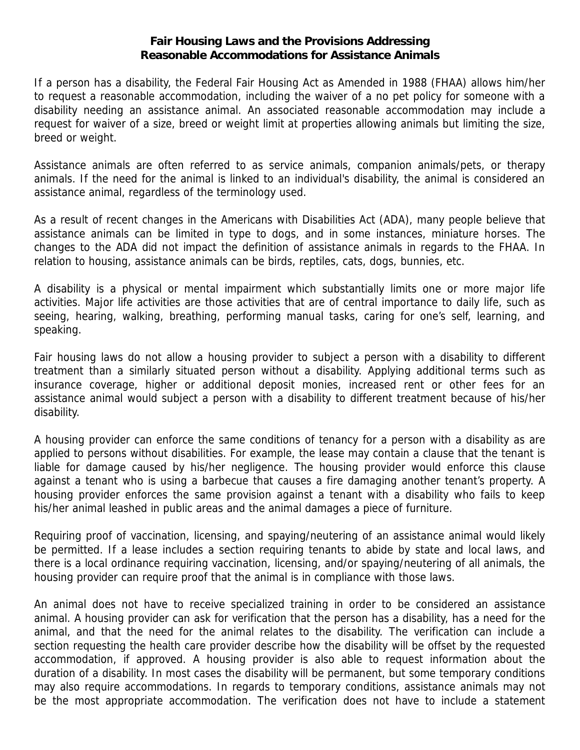## Fair Housing Laws and the Provisions Addressing Reasonable Accommodations for Assistance Animals

If a person has a disability, the Federal Fair Housing Act as Amended in 1988 (FHAA) allows him/her to request a reasonable accommodation, including the waiver of a no pet policy for someone with a disability needing an assistance animal. An associated reasonable accommodation may include a request for waiver of a size, breed or weight limit at properties allowing animals but limiting the size, breed or weight.

Assistance animals are often referred to as service animals, companion animals/pets, or therapy animals. If the need for the animal is linked to an individual's disability, the animal is considered an assistance animal, regardless of the terminology used.

As a result of recent changes in the Americans with Disabilities Act (ADA), many people believe that assistance animals can be limited in type to dogs, and in some instances, miniature horses. The changes to the ADA did not impact the definition of assistance animals in regards to the FHAA. In relation to housing, assistance animals can be birds, reptiles, cats, dogs, bunnies, etc.

A disability is a physical or mental impairment which substantially limits one or more major life activities. Major life activities are those activities that are of central importance to daily life, such as seeing, hearing, walking, breathing, performing manual tasks, caring for one's self, learning, and speaking.

Fair housing laws do not allow a housing provider to subject a person with a disability to different treatment than a similarly situated person without a disability. Applying additional terms such as insurance coverage, higher or additional deposit monies, increased rent or other fees for an assistance animal would subject a person with a disability to different treatment because of his/her disability.

A housing provider can enforce the same conditions of tenancy for a person with a disability as are applied to persons without disabilities. For example, the lease may contain a clause that the tenant is liable for damage caused by his/her negligence. The housing provider would enforce this clause against a tenant who is using a barbecue that causes a fire damaging another tenant's property. A housing provider enforces the same provision against a tenant with a disability who fails to keep his/her animal leashed in public areas and the animal damages a piece of furniture.

Requiring proof of vaccination, licensing, and spaying/neutering of an assistance animal would likely be permitted. If a lease includes a section requiring tenants to abide by state and local laws, and there is a local ordinance requiring vaccination, licensing, and/or spaying/neutering of all animals, the housing provider can require proof that the animal is in compliance with those laws.

An animal does not have to receive specialized training in order to be considered an assistance animal. A housing provider can ask for verification that the person has a disability, has a need for the animal, and that the need for the animal relates to the disability. The verification can include a section requesting the health care provider describe how the disability will be offset by the requested accommodation, if approved. A housing provider is also able to request information about the duration of a disability. In most cases the disability will be permanent, but some temporary conditions may also require accommodations. In regards to temporary conditions, assistance animals may not be the most appropriate accommodation. The verification does not have to include a statement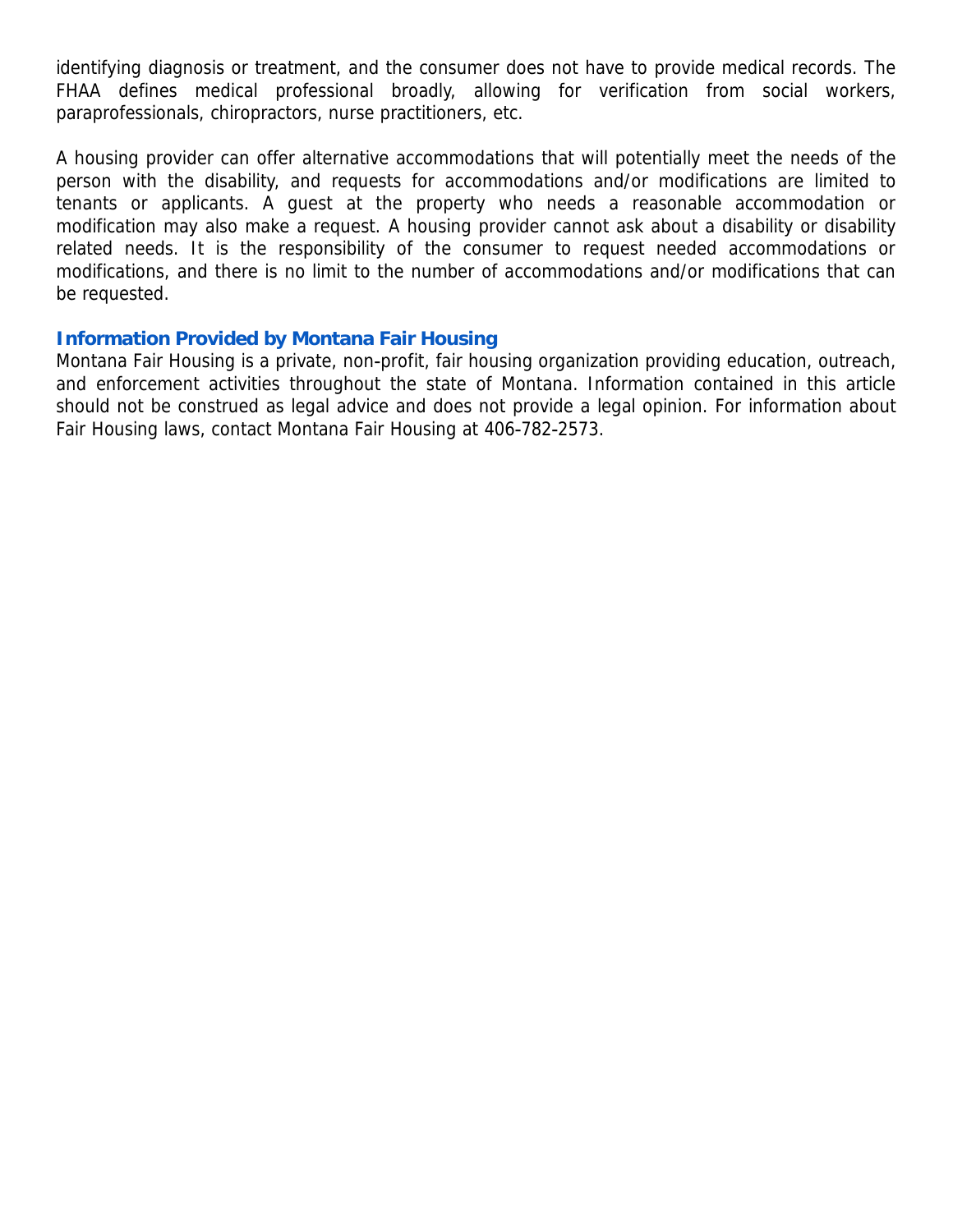identifying diagnosis or treatment, and the consumer does not have to provide medical records. The FHAA defines medical professional broadly, allowing for verification from social workers, paraprofessionals, chiropractors, nurse practitioners, etc.

A housing provider can offer alternative accommodations that will potentially meet the needs of the person with the disability, and requests for accommodations and/or modifications are limited to tenants or applicants. A guest at the property who needs a reasonable accommodation or modification may also make a request. A housing provider cannot ask about a disability or disability related needs. It is the responsibility of the consumer to request needed accommodations or modifications, and there is no limit to the number of accommodations and/or modifications that can be requested.

### Information Provided by Montana Fair Housing

Montana Fair Housing is a private, non-profit, fair housing organization providing education, outreach, and enforcement activities throughout the state of Montana. Information contained in this article should not be construed as legal advice and does not provide a legal opinion. For information about Fair Housing laws, contact Montana Fair Housing at 406-782-2573.